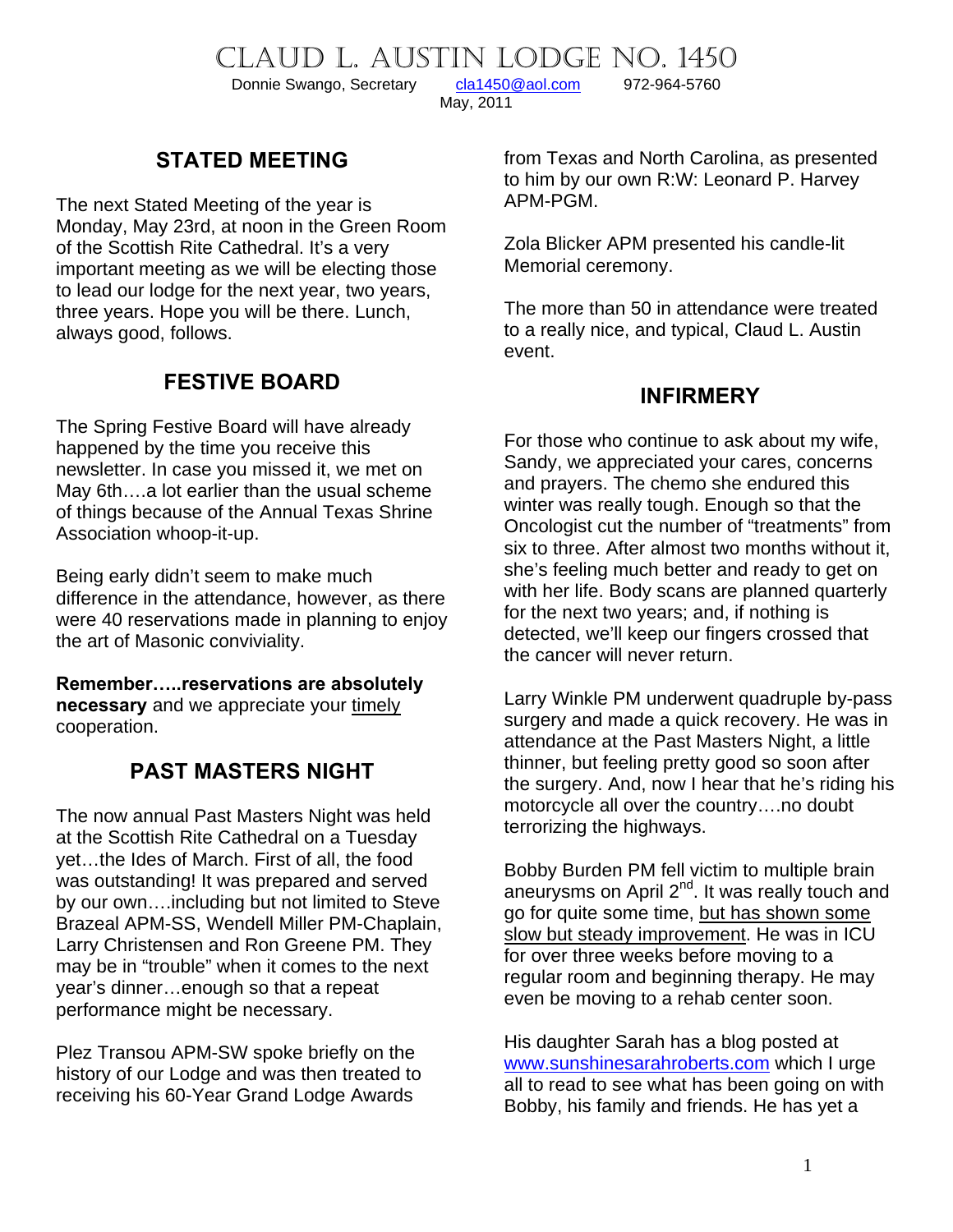# Claud L. Austin Lodge No. 1450

Donnie Swango, Secretary    cla1450@aol.com    972-964-5760

May, 2011

## STATED MEETING

The next Stated Meeting of the year is Monday, May 23rd, at noon in the Green Room of the Scottish Rite Cathedral. It's a very important meeting as we will be electing those to lead our lodge for the next year, two years, three years. Hope you will be there. Lunch, always good, follows.

## FESTIVE BOARD

The Spring Festive Board will have already happened by the time you receive this newsletter. In case you missed it, we met on May 6th….a lot earlier than the usual scheme of things because of the Annual Texas Shrine Association whoop-it-up.

Being early didn't seem to make much difference in the attendance, however, as there were 40 reservations made in planning to enjoy the art of Masonic conviviality.

**Remember…..reservations are absolutely necessary** and we appreciate your timely cooperation.

## PAST MASTERS NIGHT

The now annual Past Masters Night was held at the Scottish Rite Cathedral on a Tuesday yet…the Ides of March. First of all, the food was outstanding! It was prepared and served by our own….including but not limited to Steve Brazeal APM-SS, Wendell Miller PM-Chaplain, Larry Christensen and Ron Greene PM. They may be in "trouble" when it comes to the next year's dinner…enough so that a repeat performance might be necessary.

Plez Transou APM-SW spoke briefly on the history of our Lodge and was then treated to receiving his 60-Year Grand Lodge Awards from Texas and North Carolina, as presented to him by our own R:W: Leonard P. Harvey APM-PGM.

Zola Blicker APM presented his candle-lit Memorial ceremony.

The more than 50 in attendance were treated to a really nice, and typical, Claud L. Austin event.

## INFIRMERY

For those who continue to ask about my wife, Sandy, we appreciated your cares, concerns and prayers. The chemo she endured this winter was really tough. Enough so that the Oncologist cut the number of "treatments" from six to three. After almost two months without it, she's feeling much better and ready to get on with her life. Body scans are planned quarterly for the next two years; and, if nothing is detected, we'll keep our fingers crossed that the cancer will never return.

Larry Winkle PM underwent quadruple by-pass surgery and made a quick recovery. He was in attendance at the Past Masters Night, a little thinner, but feeling pretty good so soon after the surgery. And, now I hear that he's riding his motorcycle all over the country….no doubt terrorizing the highways.

Bobby Burden PM fell victim to multiple brain aneurysms on April 2nd. It was really touch and go for quite some time, but has shown some slow but steady improvement. He was in ICU for over three weeks before moving to a regular room and beginning therapy. He may even be moving to a rehab center soon.

His daughter Sarah has a blog posted at www.sunshinesarahroberts.com which I urge all to read to see what has been going on with Bobby, his family and friends. He has yet a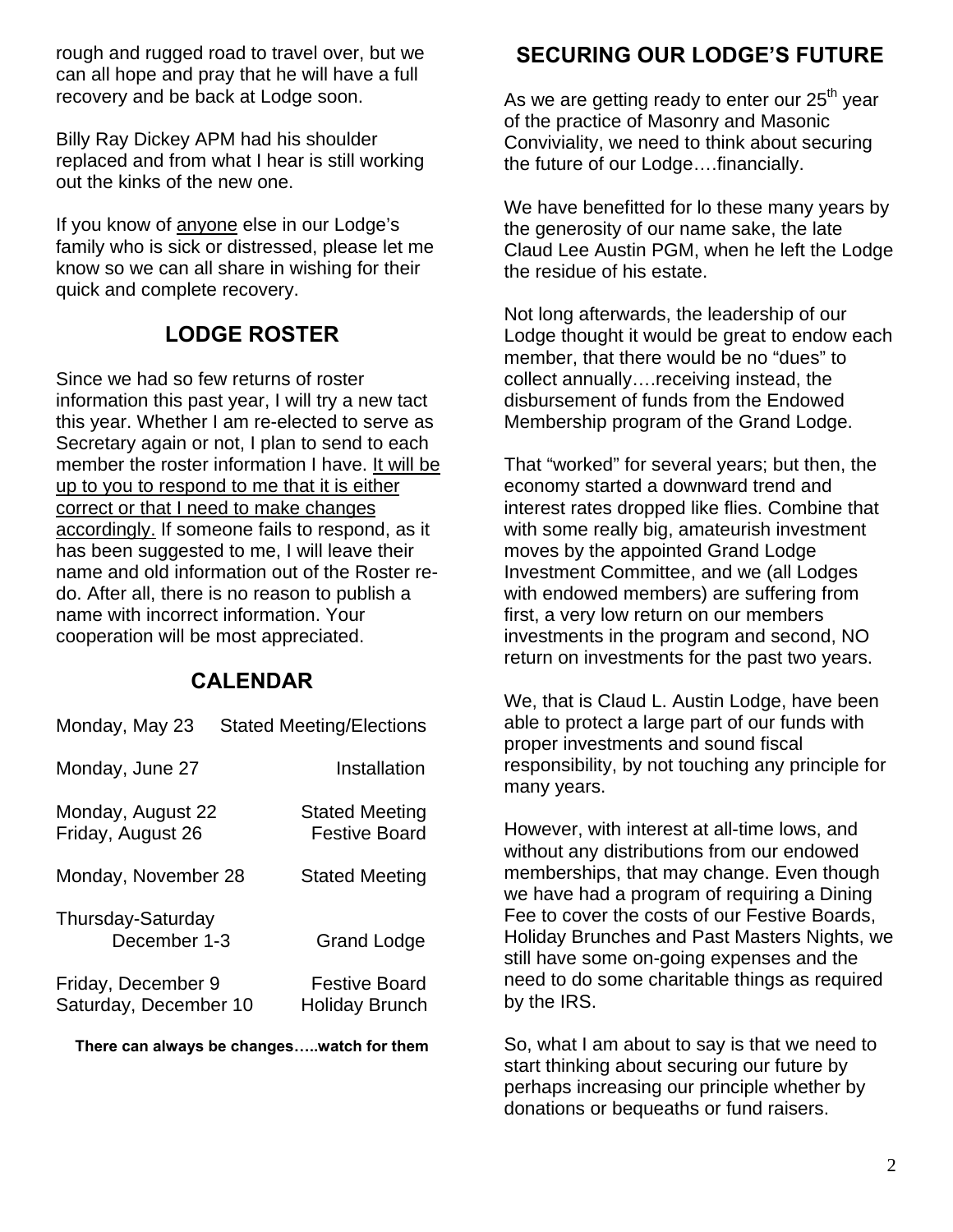rough and rugged road to travel over, but we can all hope and pray that he will have a full recovery and be back at Lodge soon.

Billy Ray Dickey APM had his shoulder replaced and from what I hear is still working out the kinks of the new one.

If you know of <u>anyone</u> else in our Lodge's family who is sick or distressed, please let me know so we can all share in wishing for their quick and complete recovery.

## LODGE ROSTER

Since we had so few returns of roster information this past year, I will try a new tact this year. Whether I am re-elected to serve as Secretary again or not, I plan to send to each member the roster information I have. <u>It will be up to you to respond to me that it is either correct or that I need to make changes accordingly.</u> If someone fails to respond, as it has been suggested to me, I will leave their name and old information out of the Roster re-do. After all, there is no reason to publish a name with incorrect information. Your cooperation will be most appreciated.

## CALENDAR

| | |
|---|---|
| Monday, May 23 | Stated Meeting/Elections |
| Monday, June 27 | Installation |
| Monday, August 22 | Stated Meeting |
| Friday, August 26 | Festive Board |
| Monday, November 28 | Stated Meeting |
| Thursday-Saturday December 1-3 | Grand Lodge |
| Friday, December 9 | Festive Board |
| Saturday, December 10 | Holiday Brunch |

**There can always be changes…..watch for them**

## SECURING OUR LODGE'S FUTURE

As we are getting ready to enter our 25th year of the practice of Masonry and Masonic Conviviality, we need to think about securing the future of our Lodge….financially.

We have benefitted for lo these many years by the generosity of our name sake, the late Claud Lee Austin PGM, when he left the Lodge the residue of his estate.

Not long afterwards, the leadership of our Lodge thought it would be great to endow each member, that there would be no "dues" to collect annually….receiving instead, the disbursement of funds from the Endowed Membership program of the Grand Lodge.

That "worked" for several years; but then, the economy started a downward trend and interest rates dropped like flies. Combine that with some really big, amateurish investment moves by the appointed Grand Lodge Investment Committee, and we (all Lodges with endowed members) are suffering from first, a very low return on our members investments in the program and second, NO return on investments for the past two years.

We, that is Claud L. Austin Lodge, have been able to protect a large part of our funds with proper investments and sound fiscal responsibility, by not touching any principle for many years.

However, with interest at all-time lows, and without any distributions from our endowed memberships, that may change. Even though we have had a program of requiring a Dining Fee to cover the costs of our Festive Boards, Holiday Brunches and Past Masters Nights, we still have some on-going expenses and the need to do some charitable things as required by the IRS.

So, what I am about to say is that we need to start thinking about securing our future by perhaps increasing our principle whether by donations or bequeaths or fund raisers.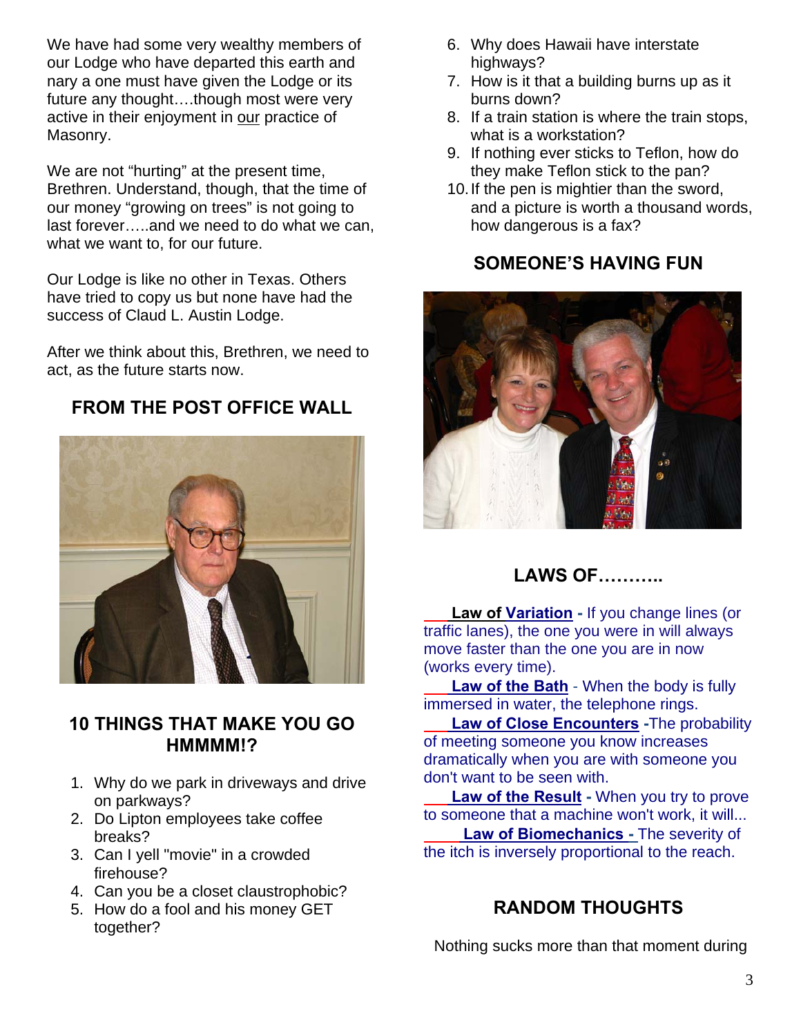We have had some very wealthy members of our Lodge who have departed this earth and nary a one must have given the Lodge or its future any thought….though most were very active in their enjoyment in our practice of Masonry.

We are not "hurting" at the present time, Brethren. Understand, though, that the time of our money "growing on trees" is not going to last forever…..and we need to do what we can, what we want to, for our future.

Our Lodge is like no other in Texas. Others have tried to copy us but none have had the success of Claud L. Austin Lodge.

After we think about this, Brethren, we need to act, as the future starts now.

## FROM THE POST OFFICE WALL

## 10 THINGS THAT MAKE YOU GO HMMMM!?

1. Why do we park in driveways and drive on parkways?
2. Do Lipton employees take coffee breaks?
3. Can I yell "movie" in a crowded firehouse?
4. Can you be a closet claustrophobic?
5. How do a fool and his money GET together?
6. Why does Hawaii have interstate highways?
7. How is it that a building burns up as it burns down?
8. If a train station is where the train stops, what is a workstation?
9. If nothing ever sticks to Teflon, how do they make Teflon stick to the pan?
10. If the pen is mightier than the sword, and a picture is worth a thousand words, how dangerous is a fax?

## SOMEONE'S HAVING FUN

## LAWS OF………..

**Law of Variation -** If you change lines (or traffic lanes), the one you were in will always move faster than the one you are in now (works every time).

**Law of the Bath** - When the body is fully immersed in water, the telephone rings.

**Law of Close Encounters -**The probability of meeting someone you know increases dramatically when you are with someone you don't want to be seen with.

**Law of the Result -** When you try to prove to someone that a machine won't work, it will...

**Law of Biomechanics -** The severity of the itch is inversely proportional to the reach.

## RANDOM THOUGHTS

Nothing sucks more than that moment during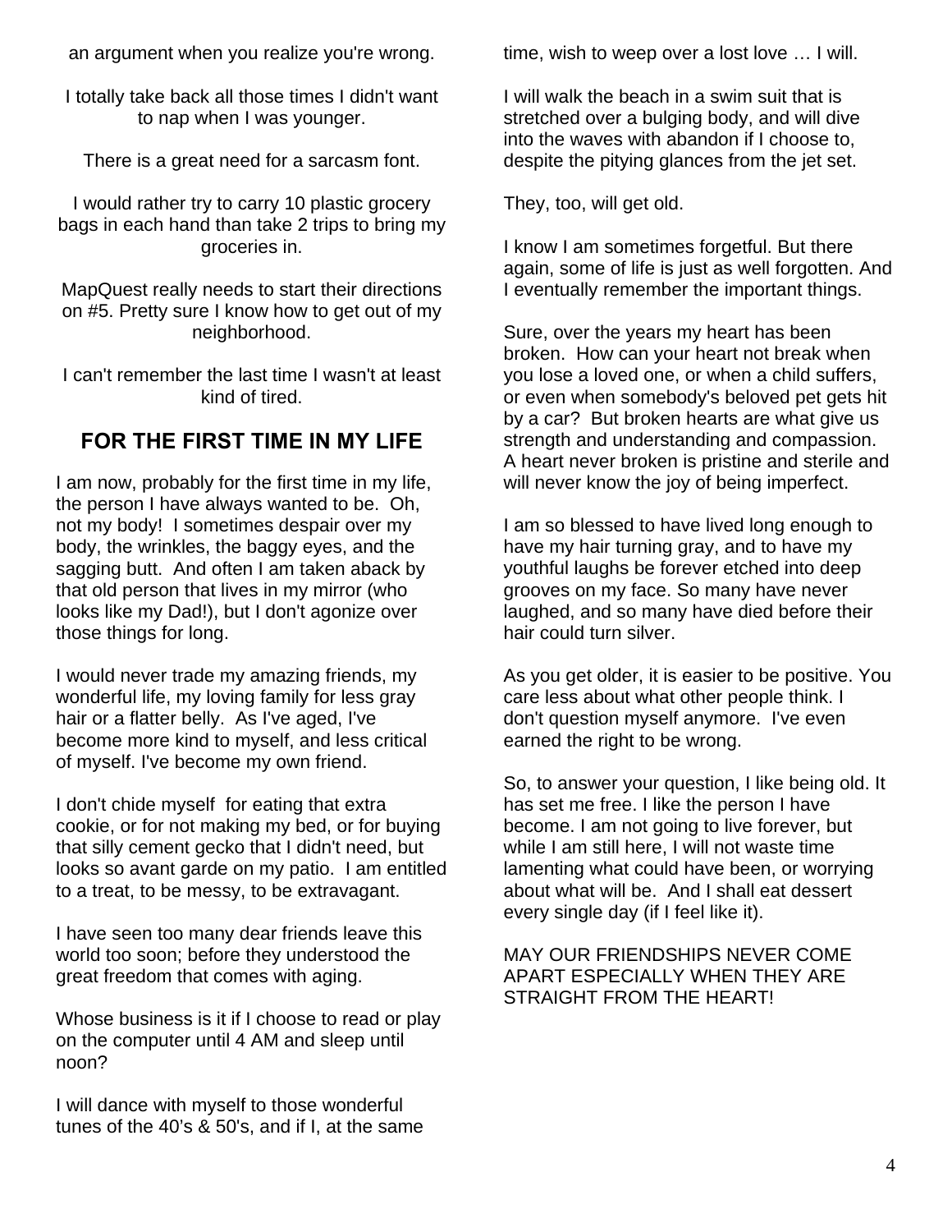an argument when you realize you're wrong.

I totally take back all those times I didn't want to nap when I was younger.

There is a great need for a sarcasm font.

I would rather try to carry 10 plastic grocery bags in each hand than take 2 trips to bring my groceries in.

MapQuest really needs to start their directions on #5. Pretty sure I know how to get out of my neighborhood.

I can't remember the last time I wasn't at least kind of tired.

## FOR THE FIRST TIME IN MY LIFE

I am now, probably for the first time in my life, the person I have always wanted to be. Oh, not my body! I sometimes despair over my body, the wrinkles, the baggy eyes, and the sagging butt. And often I am taken aback by that old person that lives in my mirror (who looks like my Dad!), but I don't agonize over those things for long.

I would never trade my amazing friends, my wonderful life, my loving family for less gray hair or a flatter belly. As I've aged, I've become more kind to myself, and less critical of myself. I've become my own friend.

I don't chide myself for eating that extra cookie, or for not making my bed, or for buying that silly cement gecko that I didn't need, but looks so avant garde on my patio. I am entitled to a treat, to be messy, to be extravagant.

I have seen too many dear friends leave this world too soon; before they understood the great freedom that comes with aging.

Whose business is it if I choose to read or play on the computer until 4 AM and sleep until noon?

I will dance with myself to those wonderful tunes of the 40's & 50's, and if I, at the same time, wish to weep over a lost love … I will.

I will walk the beach in a swim suit that is stretched over a bulging body, and will dive into the waves with abandon if I choose to, despite the pitying glances from the jet set.

They, too, will get old.

I know I am sometimes forgetful. But there again, some of life is just as well forgotten. And I eventually remember the important things.

Sure, over the years my heart has been broken. How can your heart not break when you lose a loved one, or when a child suffers, or even when somebody's beloved pet gets hit by a car? But broken hearts are what give us strength and understanding and compassion. A heart never broken is pristine and sterile and will never know the joy of being imperfect.

I am so blessed to have lived long enough to have my hair turning gray, and to have my youthful laughs be forever etched into deep grooves on my face. So many have never laughed, and so many have died before their hair could turn silver.

As you get older, it is easier to be positive. You care less about what other people think. I don't question myself anymore. I've even earned the right to be wrong.

So, to answer your question, I like being old. It has set me free. I like the person I have become. I am not going to live forever, but while I am still here, I will not waste time lamenting what could have been, or worrying about what will be. And I shall eat dessert every single day (if I feel like it).

MAY OUR FRIENDSHIPS NEVER COME APART ESPECIALLY WHEN THEY ARE STRAIGHT FROM THE HEART!